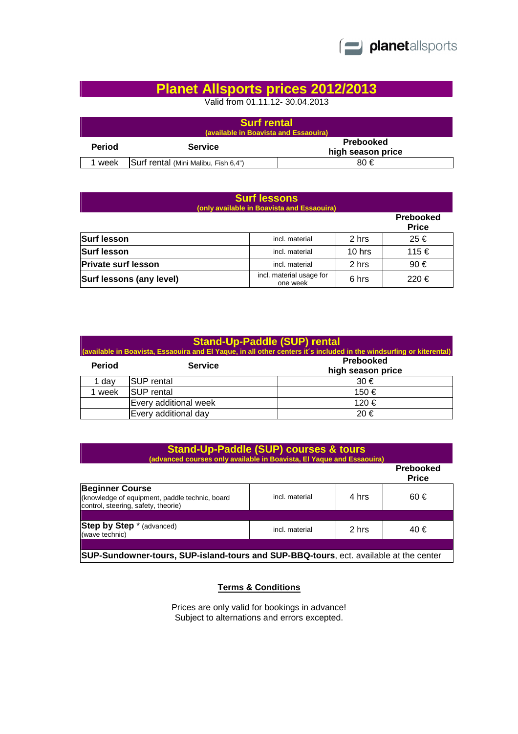planetallsports

# Planet Allsports prices 2012/2013

Valid from 01.11.12- 30.04.2013

## Surf rental

(available in Boavista and Essaouira)

| Period | Service | Prebooked high season price |
|---|---|---|
| 1 week | Surf rental (Mini Malibu, Fish 6,4") | 80 € |

## Surf lessons

(only available in Boavista and Essaouira)

| | | | Prebooked Price |
|---|---|---|---|
| **Surf lesson** | incl. material | 2 hrs | 25 € |
| **Surf lesson** | incl. material | 10 hrs | 115 € |
| **Private surf lesson** | incl. material | 2 hrs | 90 € |
| **Surf lessons (any level)** | incl. material usage for one week | 6 hrs | 220 € |

## Stand-Up-Paddle (SUP) rental

(available in Boavista, Essaouira and El Yaque, in all other centers it´s included in the windsurfing or kiterental)

| Period | Service | Prebooked high season price |
|---|---|---|
| 1 day | SUP rental | 30 € |
| 1 week | SUP rental | 150 € |
| | Every additional week | 120 € |
| | Every additional day | 20 € |

## Stand-Up-Paddle (SUP) courses & tours

(advanced courses only available in Boavista, El Yaque and Essaouira)

| | | | Prebooked Price |
|---|---|---|---|
| **Beginner Course** (knowledge of equipment, paddle technic, board control, steering, safety, theorie) | incl. material | 4 hrs | 60 € |
| **Step by Step** * (advanced) (wave technic) | incl. material | 2 hrs | 40 € |

**SUP-Sundowner-tours, SUP-island-tours and SUP-BBQ-tours**, ect. available at the center

### Terms & Conditions

Prices are only valid for bookings in advance!
Subject to alternations and errors excepted.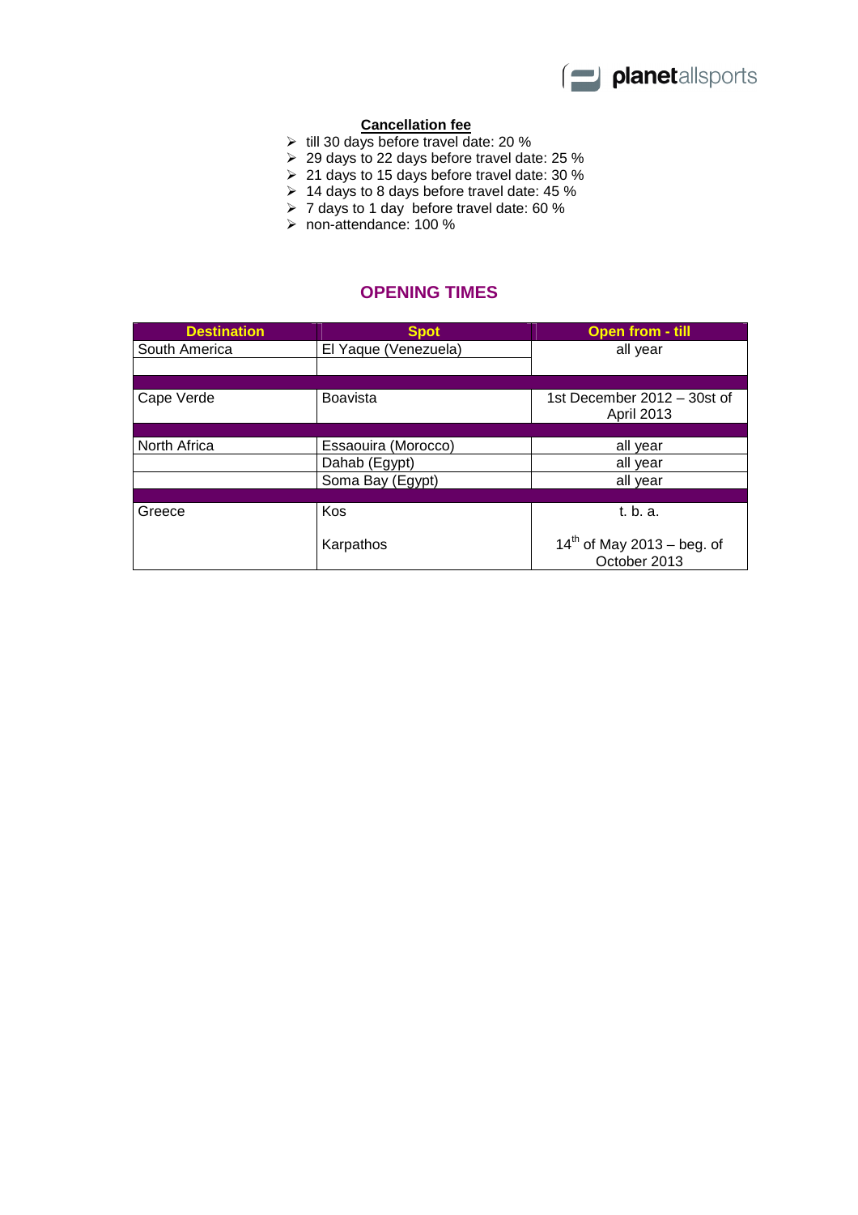**Cancellation fee**

- till 30 days before travel date: 20 %
- 29 days to 22 days before travel date: 25 %
- 21 days to 15 days before travel date: 30 %
- 14 days to 8 days before travel date: 45 %
- 7 days to 1 day before travel date: 60 %
- non-attendance: 100 %

## OPENING TIMES

| Destination | Spot | Open from - till |
|---|---|---|
| South America | El Yaque (Venezuela) | all year |
| | | |
| | | |
| Cape Verde | Boavista | 1st December 2012 – 30st of April 2013 |
| | | |
| North Africa | Essaouira (Morocco) | all year |
| | Dahab (Egypt) | all year |
| | Soma Bay (Egypt) | all year |
| | | |
| Greece | Kos | t. b. a. |
| | Karpathos | 14th of May 2013 – beg. of October 2013 |